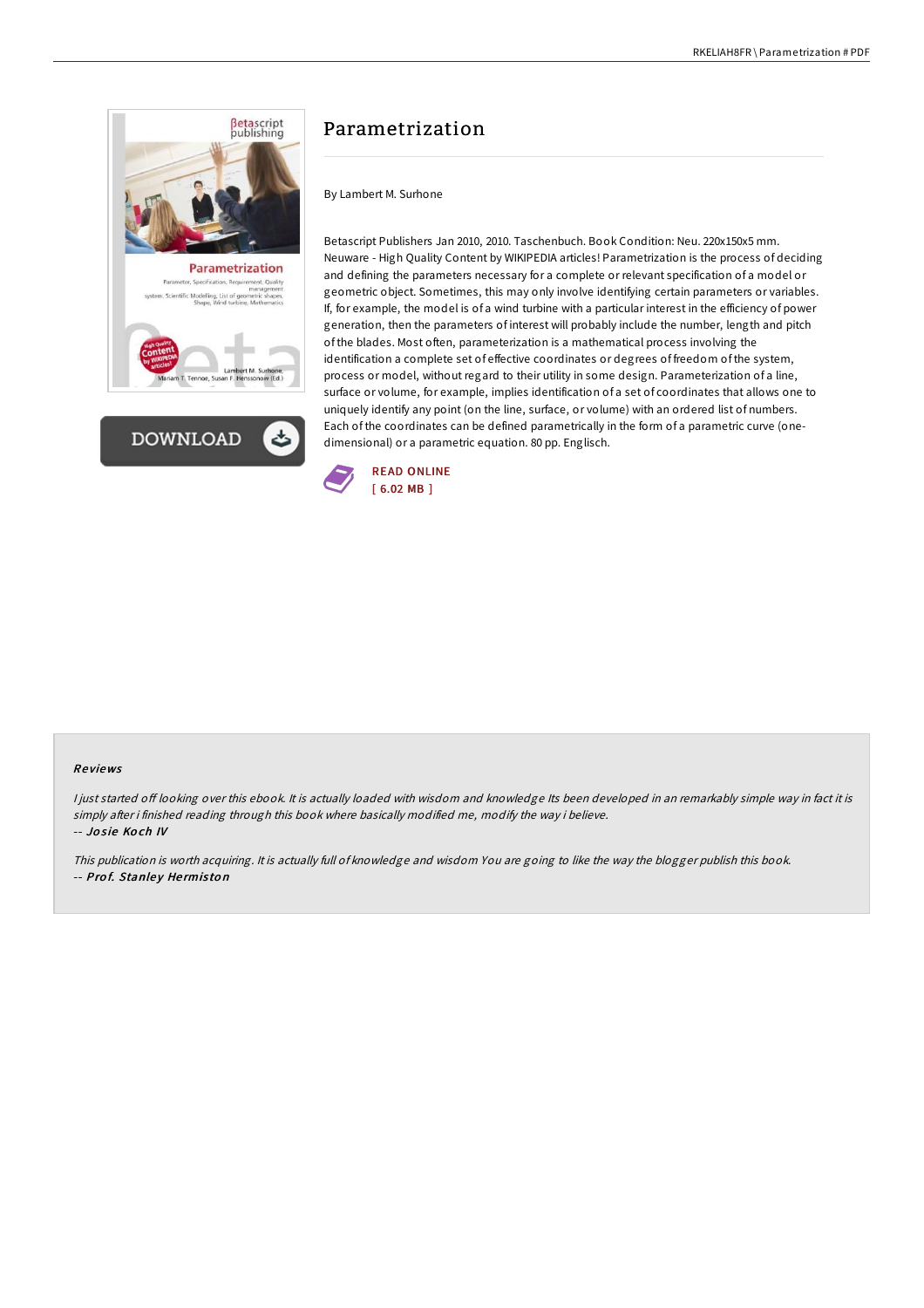# Parametrization

By Lambert M. Surhone

Betascript Publishers Jan 2010, 2010. Taschenbuch. Book Condition: Neu. 220x150x5 mm. Neuware - High Quality Content by WIKIPEDIA articles! Parametrization is the process of deciding and defining the parameters necessary for a complete or relevant specification of a model or geometric object. Sometimes, this may only involve identifying certain parameters or variables. If, for example, the model is of a wind turbine with a particular interest in the efficiency of power generation, then the parameters of interest will probably include the number, length and pitch of the blades. Most often, parameterization is a mathematical process involving the identification a complete set of effective coordinates or degrees of freedom of the system, process or model, without regard to their utility in some design. Parameterization of a line, surface or volume, for example, implies identification of a set of coordinates that allows one to uniquely identify any point (on the line, surface, or volume) with an ordered list of numbers. Each of the coordinates can be defined parametrically in the form of a parametric curve (one-dimensional) or a parametric equation. 80 pp. Englisch.

READ ONLINE
[ 6.02 MB ]

## Reviews

*I just started off looking over this ebook. It is actually loaded with wisdom and knowledge Its been developed in an remarkably simple way in fact it is simply after i finished reading through this book where basically modified me, modify the way i believe.*
-- ***Josie Koch IV***

*This publication is worth acquiring. It is actually full of knowledge and wisdom You are going to like the way the blogger publish this book.*
-- ***Prof. Stanley Hermiston***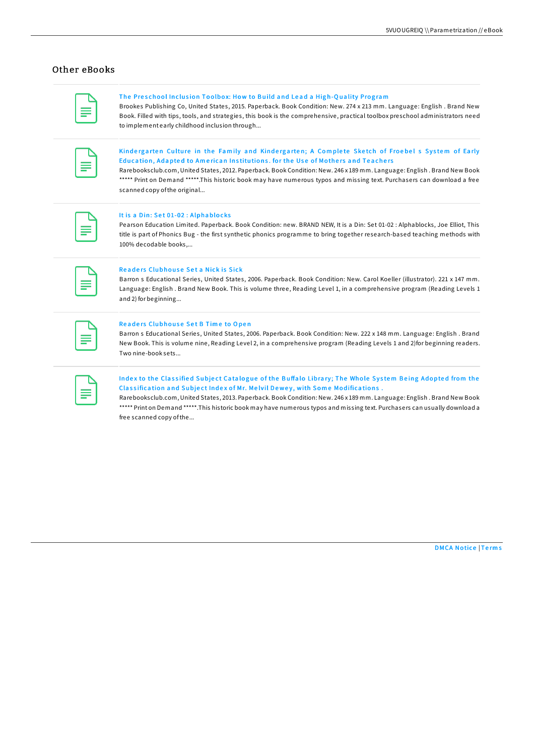## Other eBooks

### The Preschool Inclusion Toolbox: How to Build and Lead a High-Quality Program

Brookes Publishing Co, United States, 2015. Paperback. Book Condition: New. 274 x 213 mm. Language: English . Brand New Book. Filled with tips, tools, and strategies, this book is the comprehensive, practical toolbox preschool administrators need to implement early childhood inclusion through...

### Kindergarten Culture in the Family and Kindergarten; A Complete Sketch of Froebel s System of Early Education, Adapted to American Institutions. for the Use of Mothers and Teachers

Rarebooksclub.com, United States, 2012. Paperback. Book Condition: New. 246 x 189 mm. Language: English . Brand New Book ***** Print on Demand *****.This historic book may have numerous typos and missing text. Purchasers can download a free scanned copy of the original...

### It is a Din: Set 01-02 : Alphablocks

Pearson Education Limited. Paperback. Book Condition: new. BRAND NEW, It is a Din: Set 01-02 : Alphablocks, Joe Elliot, This title is part of Phonics Bug - the first synthetic phonics programme to bring together research-based teaching methods with 100% decodable books,...

### Readers Clubhouse Set a Nick is Sick

Barron s Educational Series, United States, 2006. Paperback. Book Condition: New. Carol Koeller (illustrator). 221 x 147 mm. Language: English . Brand New Book. This is volume three, Reading Level 1, in a comprehensive program (Reading Levels 1 and 2) for beginning...

### Readers Clubhouse Set B Time to Open

Barron s Educational Series, United States, 2006. Paperback. Book Condition: New. 222 x 148 mm. Language: English . Brand New Book. This is volume nine, Reading Level 2, in a comprehensive program (Reading Levels 1 and 2)for beginning readers. Two nine-book sets...

### Index to the Classified Subject Catalogue of the Buffalo Library; The Whole System Being Adopted from the Classification and Subject Index of Mr. Melvil Dewey, with Some Modifications .

Rarebooksclub.com, United States, 2013. Paperback. Book Condition: New. 246 x 189 mm. Language: English . Brand New Book ***** Print on Demand *****.This historic book may have numerous typos and missing text. Purchasers can usually download a free scanned copy of the...

DMCA Notice | Terms